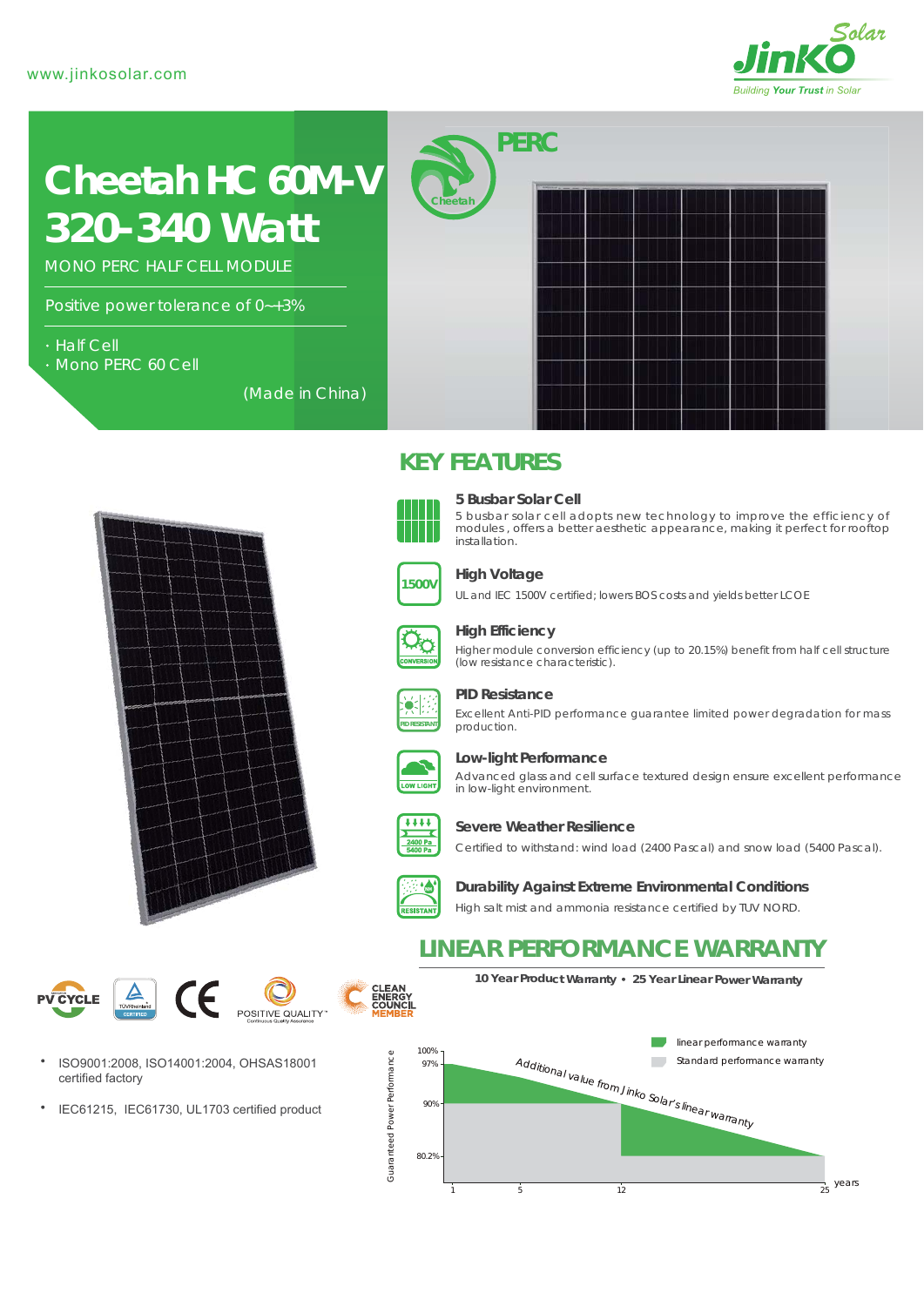www.jinkosolar.com

# Cheetah HC 60M-V 320-340 Watt

MONO PERC HALF CELL MODULE

Positive power tolerance of 0~+3%

- Half Cell
- Mono PERC 60 Cell

(Made in China)

PERC

## KEY FEATURES

**5 Busbar Solar Cell**
5 busbar solar cell adopts new technology to improve the efficiency of modules , offers a better aesthetic appearance, making it perfect for rooftop installation.

**High Voltage**
UL and IEC 1500V certified; lowers BOS costs and yields better LCOE

**High Efficiency**
Higher module conversion efficiency (up to 20.15%) benefit from half cell structure (low resistance characteristic).

**PID Resistance**
Excellent Anti-PID performance guarantee limited power degradation for mass production.

**Low-light Performance**
Advanced glass and cell surface textured design ensure excellent performance in low-light environment.

**Severe Weather Resilience**
Certified to withstand: wind load (2400 Pascal) and snow load (5400 Pascal).

**Durability Against Extreme Environmental Conditions**
High salt mist and ammonia resistance certified by TUV NORD.

- ISO9001:2008, ISO14001:2004, OHSAS18001 certified factory
- IEC61215, IEC61730, UL1703 certified product

## LINEAR PERFORMANCE WARRANTY

**10 Year Product Warranty • 25 Year Linear Power Warranty**

Legend: linear performance warranty; Standard performance warranty

Guaranteed Power Performance: 100%, 97%, 90%, 80.2%

Years: 1, 5, 12, 25

Additional value from Jinko Solar's linear warranty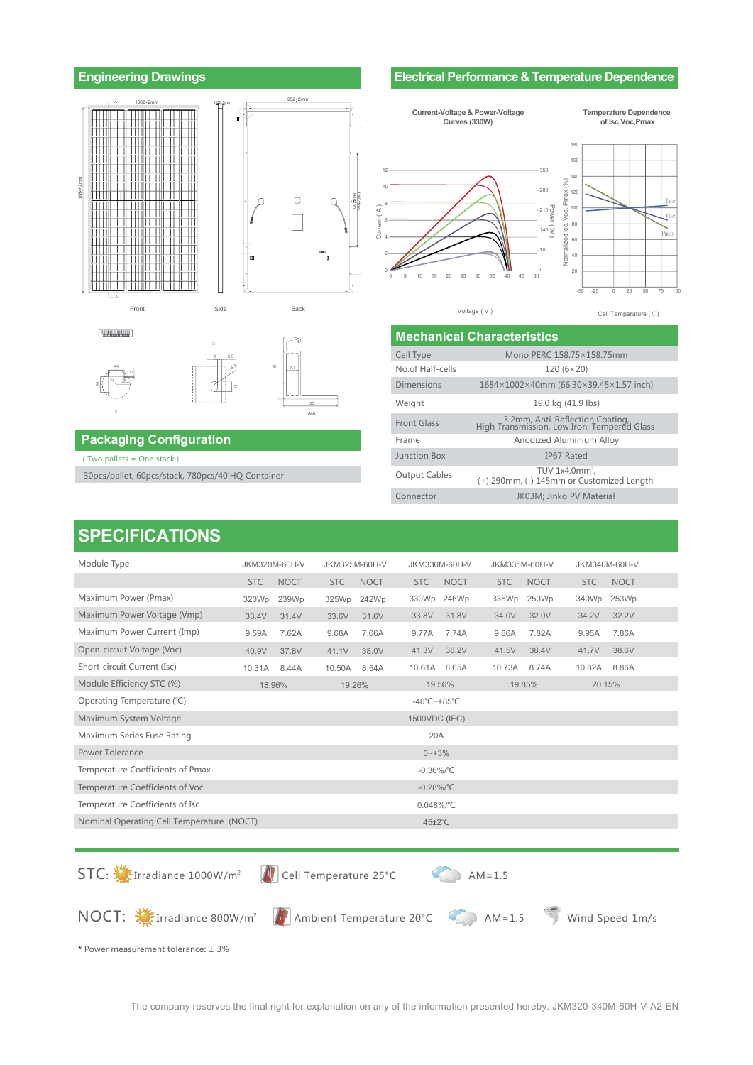## Engineering Drawings

1002±2mm

952±2mm

1684±2mm

Front

Side

Back

A-A

## Electrical Performance & Temperature Dependence

Current-Voltage & Power-Voltage Curves (330W)

Current ( A )

Power ( W )

Voltage ( V )

0 5 10 15 20 25 30 35 40 45 50

0 2 4 6 8 10 12

0 70 140 210 280 350

Temperature Dependence of Isc,Voc,Pmax

Normalized Isc, Voc, Pmax (%)

Cell Temperature ( ℃ )

-50 -25 0 25 50 75 100

20 40 60 80 100 120 140 160 180

Isc

Voc

Pmax

## Mechanical Characteristics

| | |
|---|---|
| Cell Type | Mono PERC 158.75×158.75mm |
| No.of Half-cells | 120 (6×20) |
| Dimensions | 1684×1002×40mm (66.30×39.45×1.57 inch) |
| Weight | 19.0 kg (41.9 lbs) |
| Front Glass | 3.2mm, Anti-Reflection Coating, High Transmission, Low Iron, Tempered Glass |
| Frame | Anodized Aluminium Alloy |
| Junction Box | IP67 Rated |
| Output Cables | TÜV 1x4.0mm², (+) 290mm, (-) 145mm or Customized Length |
| Connector | JK03M; Jinko PV Material |

## Packaging Configuration

( Two pallets = One stack )

30pcs/pallet, 60pcs/stack, 780pcs/40'HQ Container

# SPECIFICATIONS

| Module Type | JKM320M-60H-V | | JKM325M-60H-V | | JKM330M-60H-V | | JKM335M-60H-V | | JKM340M-60H-V | |
|---|---|---|---|---|---|---|---|---|---|---|
| | STC | NOCT | STC | NOCT | STC | NOCT | STC | NOCT | STC | NOCT |
| Maximum Power (Pmax) | 320Wp | 239Wp | 325Wp | 242Wp | 330Wp | 246Wp | 335Wp | 250Wp | 340Wp | 253Wp |
| Maximum Power Voltage (Vmp) | 33.4V | 31.4V | 33.6V | 31.6V | 33.8V | 31.8V | 34.0V | 32.0V | 34.2V | 32.2V |
| Maximum Power Current (Imp) | 9.59A | 7.62A | 9.68A | 7.66A | 9.77A | 7.74A | 9.86A | 7.82A | 9.95A | 7.86A |
| Open-circuit Voltage (Voc) | 40.9V | 37.8V | 41.1V | 38.0V | 41.3V | 38.2V | 41.5V | 38.4V | 41.7V | 38.6V |
| Short-circuit Current (Isc) | 10.31A | 8.44A | 10.50A | 8.54A | 10.61A | 8.65A | 10.73A | 8.74A | 10.82A | 8.86A |
| Module Efficiency STC (%) | 18.96% | | 19.26% | | 19.56% | | 19.85% | | 20.15% | |
| Operating Temperature (℃) | -40℃~+85℃ | | | | | | | | | |
| Maximum System Voltage | 1500VDC (IEC) | | | | | | | | | |
| Maximum Series Fuse Rating | 20A | | | | | | | | | |
| Power Tolerance | 0~+3% | | | | | | | | | |
| Temperature Coefficients of Pmax | -0.36%/℃ | | | | | | | | | |
| Temperature Coefficients of Voc | -0.28%/℃ | | | | | | | | | |
| Temperature Coefficients of Isc | 0.048%/℃ | | | | | | | | | |
| Nominal Operating Cell Temperature (NOCT) | 45±2℃ | | | | | | | | | |

STC: Irradiance 1000W/m² | Cell Temperature 25°C | AM=1.5

NOCT: Irradiance 800W/m² | Ambient Temperature 20°C | AM=1.5 | Wind Speed 1m/s

* Power measurement tolerance: ± 3%

The company reserves the final right for explanation on any of the information presented hereby. JKM320-340M-60H-V-A2-EN